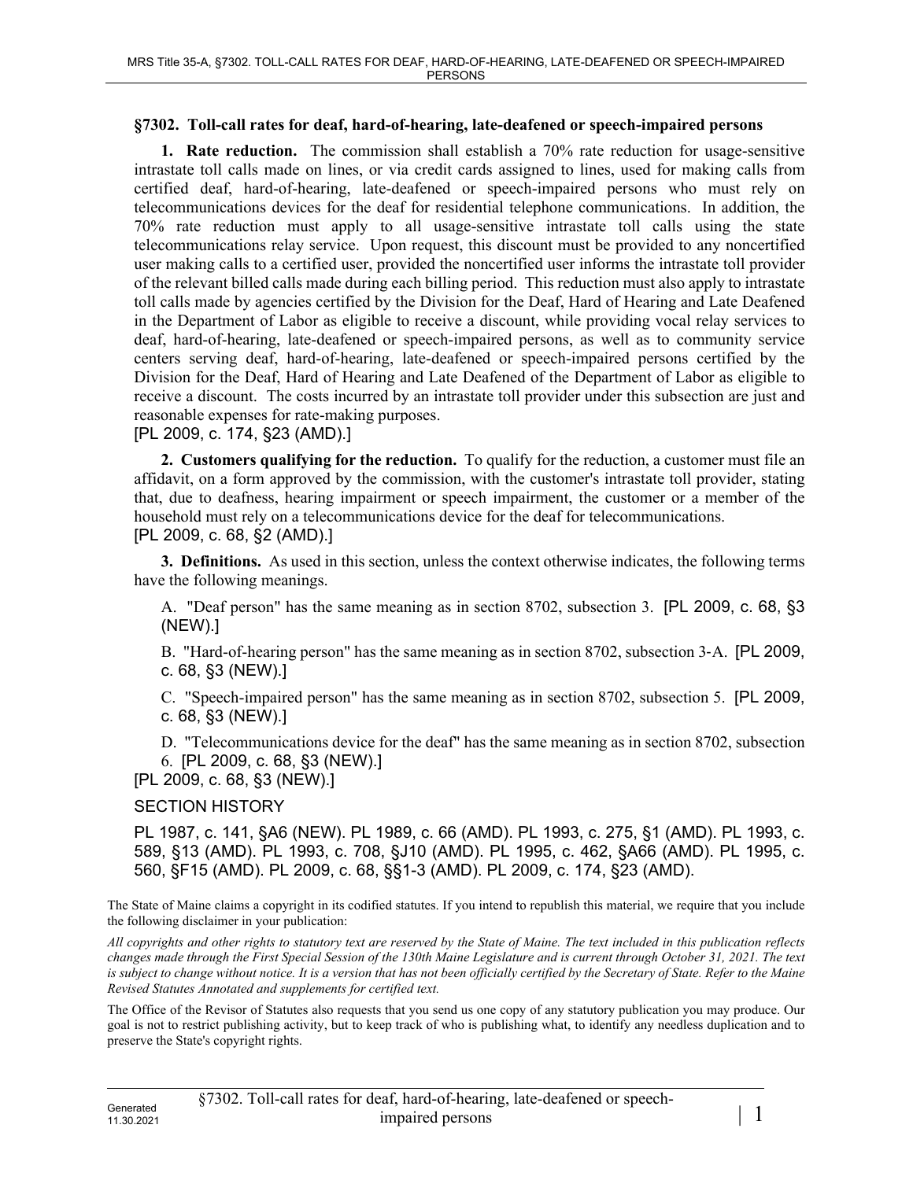## §7302. Toll-call rates for deaf, hard-of-hearing, late-deafened or speech-impaired persons

**1. Rate reduction.** The commission shall establish a 70% rate reduction for usage-sensitive intrastate toll calls made on lines, or via credit cards assigned to lines, used for making calls from certified deaf, hard-of-hearing, late-deafened or speech-impaired persons who must rely on telecommunications devices for the deaf for residential telephone communications. In addition, the 70% rate reduction must apply to all usage-sensitive intrastate toll calls using the state telecommunications relay service. Upon request, this discount must be provided to any noncertified user making calls to a certified user, provided the noncertified user informs the intrastate toll provider of the relevant billed calls made during each billing period. This reduction must also apply to intrastate toll calls made by agencies certified by the Division for the Deaf, Hard of Hearing and Late Deafened in the Department of Labor as eligible to receive a discount, while providing vocal relay services to deaf, hard-of-hearing, late-deafened or speech-impaired persons, as well as to community service centers serving deaf, hard-of-hearing, late-deafened or speech-impaired persons certified by the Division for the Deaf, Hard of Hearing and Late Deafened of the Department of Labor as eligible to receive a discount. The costs incurred by an intrastate toll provider under this subsection are just and reasonable expenses for rate-making purposes.

[PL 2009, c. 174, §23 (AMD).]

**2. Customers qualifying for the reduction.** To qualify for the reduction, a customer must file an affidavit, on a form approved by the commission, with the customer's intrastate toll provider, stating that, due to deafness, hearing impairment or speech impairment, the customer or a member of the household must rely on a telecommunications device for the deaf for telecommunications.

[PL 2009, c. 68, §2 (AMD).]

**3. Definitions.** As used in this section, unless the context otherwise indicates, the following terms have the following meanings.

A. "Deaf person" has the same meaning as in section 8702, subsection 3. [PL 2009, c. 68, §3 (NEW).]

B. "Hard-of-hearing person" has the same meaning as in section 8702, subsection 3-A. [PL 2009, c. 68, §3 (NEW).]

C. "Speech-impaired person" has the same meaning as in section 8702, subsection 5. [PL 2009, c. 68, §3 (NEW).]

D. "Telecommunications device for the deaf" has the same meaning as in section 8702, subsection 6. [PL 2009, c. 68, §3 (NEW).]

[PL 2009, c. 68, §3 (NEW).]

SECTION HISTORY

PL 1987, c. 141, §A6 (NEW). PL 1989, c. 66 (AMD). PL 1993, c. 275, §1 (AMD). PL 1993, c. 589, §13 (AMD). PL 1993, c. 708, §J10 (AMD). PL 1995, c. 462, §A66 (AMD). PL 1995, c. 560, §F15 (AMD). PL 2009, c. 68, §§1-3 (AMD). PL 2009, c. 174, §23 (AMD).

The State of Maine claims a copyright in its codified statutes. If you intend to republish this material, we require that you include the following disclaimer in your publication:

*All copyrights and other rights to statutory text are reserved by the State of Maine. The text included in this publication reflects changes made through the First Special Session of the 130th Maine Legislature and is current through October 31, 2021. The text is subject to change without notice. It is a version that has not been officially certified by the Secretary of State. Refer to the Maine Revised Statutes Annotated and supplements for certified text.*

The Office of the Revisor of Statutes also requests that you send us one copy of any statutory publication you may produce. Our goal is not to restrict publishing activity, but to keep track of who is publishing what, to identify any needless duplication and to preserve the State's copyright rights.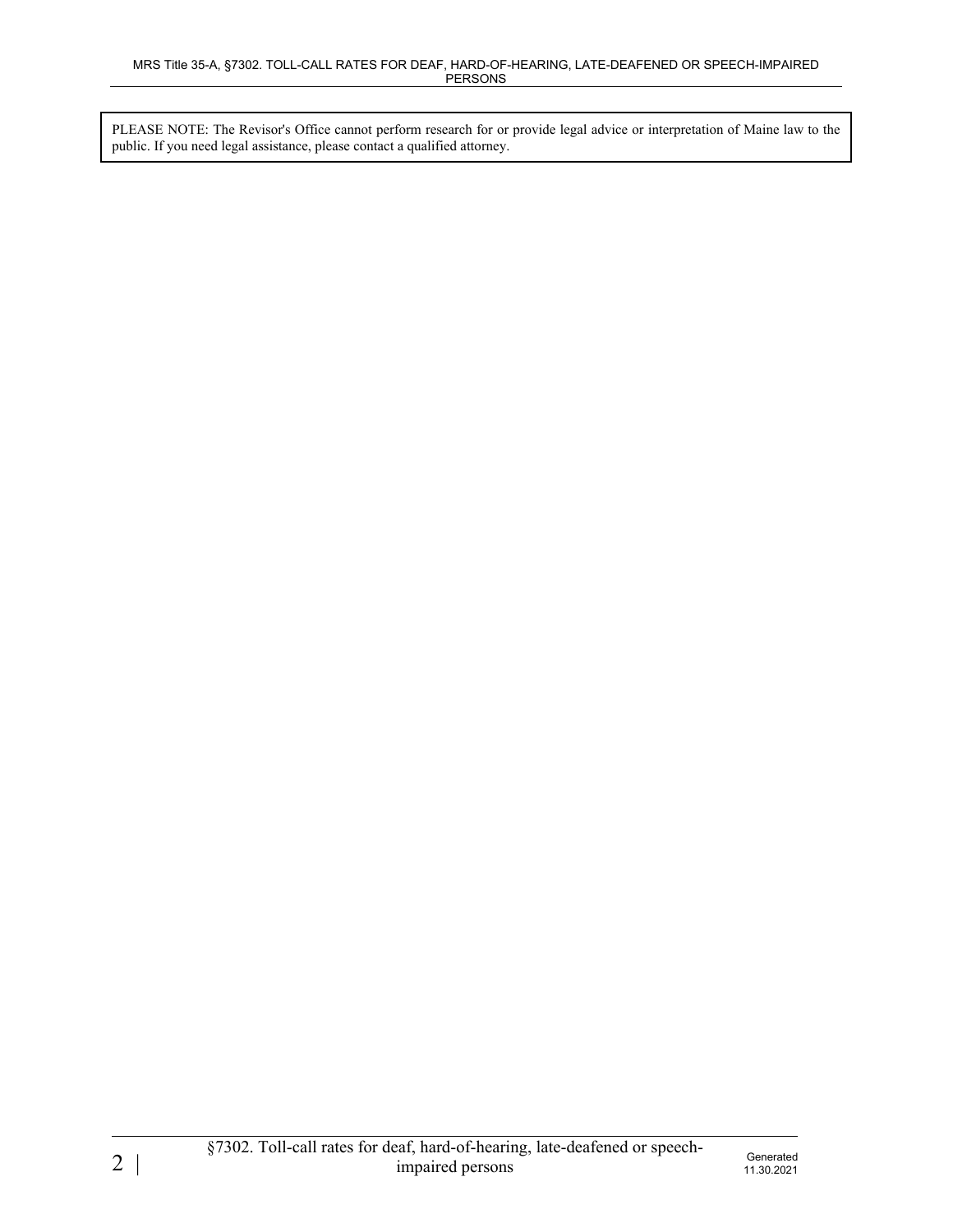PLEASE NOTE: The Revisor's Office cannot perform research for or provide legal advice or interpretation of Maine law to the public. If you need legal assistance, please contact a qualified attorney.